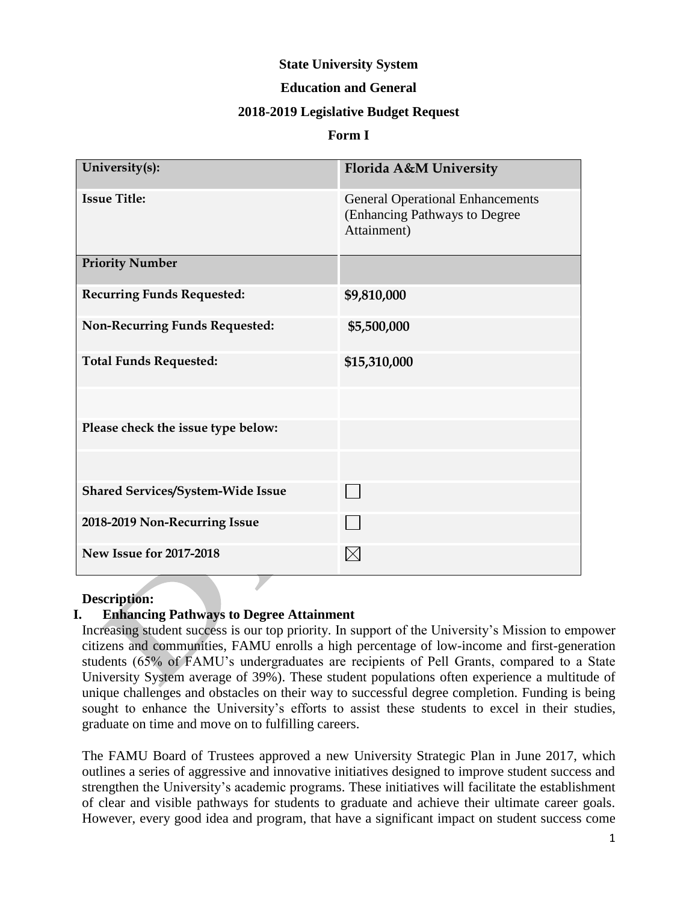**State University System**

**Education and General**

**2018-2019 Legislative Budget Request**

**Form I**

| | |
|---|---|
| **University(s):** | **Florida A&M University** |
| **Issue Title:** | General Operational Enhancements (Enhancing Pathways to Degree Attainment) |
| **Priority Number** | |
| **Recurring Funds Requested:** | **$9,810,000** |
| **Non-Recurring Funds Requested:** | **$5,500,000** |
| **Total Funds Requested:** | **$15,310,000** |
| | |
| **Please check the issue type below:** | |
| | |
| **Shared Services/System-Wide Issue** | ☐ |
| **2018-2019 Non-Recurring Issue** | ☐ |
| **New Issue for 2017-2018** | ☒ |

**Description:**

**I. Enhancing Pathways to Degree Attainment**

Increasing student success is our top priority. In support of the University's Mission to empower citizens and communities, FAMU enrolls a high percentage of low-income and first-generation students (65% of FAMU's undergraduates are recipients of Pell Grants, compared to a State University System average of 39%). These student populations often experience a multitude of unique challenges and obstacles on their way to successful degree completion. Funding is being sought to enhance the University's efforts to assist these students to excel in their studies, graduate on time and move on to fulfilling careers.

The FAMU Board of Trustees approved a new University Strategic Plan in June 2017, which outlines a series of aggressive and innovative initiatives designed to improve student success and strengthen the University's academic programs. These initiatives will facilitate the establishment of clear and visible pathways for students to graduate and achieve their ultimate career goals. However, every good idea and program, that have a significant impact on student success come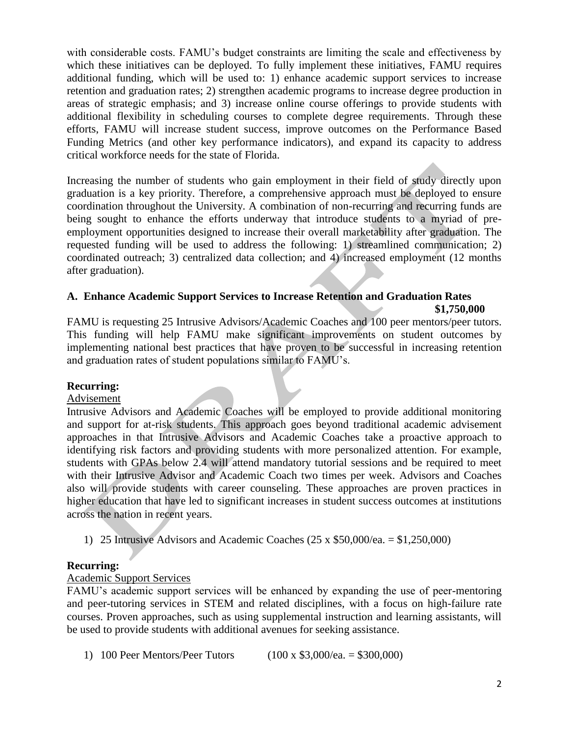with considerable costs. FAMU's budget constraints are limiting the scale and effectiveness by which these initiatives can be deployed. To fully implement these initiatives, FAMU requires additional funding, which will be used to: 1) enhance academic support services to increase retention and graduation rates; 2) strengthen academic programs to increase degree production in areas of strategic emphasis; and 3) increase online course offerings to provide students with additional flexibility in scheduling courses to complete degree requirements. Through these efforts, FAMU will increase student success, improve outcomes on the Performance Based Funding Metrics (and other key performance indicators), and expand its capacity to address critical workforce needs for the state of Florida.

Increasing the number of students who gain employment in their field of study directly upon graduation is a key priority. Therefore, a comprehensive approach must be deployed to ensure coordination throughout the University. A combination of non-recurring and recurring funds are being sought to enhance the efforts underway that introduce students to a myriad of pre-employment opportunities designed to increase their overall marketability after graduation. The requested funding will be used to address the following: 1) streamlined communication; 2) coordinated outreach; 3) centralized data collection; and 4) increased employment (12 months after graduation).

## A. Enhance Academic Support Services to Increase Retention and Graduation Rates **$1,750,000**

FAMU is requesting 25 Intrusive Advisors/Academic Coaches and 100 peer mentors/peer tutors. This funding will help FAMU make significant improvements on student outcomes by implementing national best practices that have proven to be successful in increasing retention and graduation rates of student populations similar to FAMU's.

**Recurring:**

Advisement

Intrusive Advisors and Academic Coaches will be employed to provide additional monitoring and support for at-risk students. This approach goes beyond traditional academic advisement approaches in that Intrusive Advisors and Academic Coaches take a proactive approach to identifying risk factors and providing students with more personalized attention. For example, students with GPAs below 2.4 will attend mandatory tutorial sessions and be required to meet with their Intrusive Advisor and Academic Coach two times per week. Advisors and Coaches also will provide students with career counseling. These approaches are proven practices in higher education that have led to significant increases in student success outcomes at institutions across the nation in recent years.

1) 25 Intrusive Advisors and Academic Coaches (25 x $50,000/ea. = $1,250,000)

**Recurring:**

Academic Support Services

FAMU's academic support services will be enhanced by expanding the use of peer-mentoring and peer-tutoring services in STEM and related disciplines, with a focus on high-failure rate courses. Proven approaches, such as using supplemental instruction and learning assistants, will be used to provide students with additional avenues for seeking assistance.

1) 100 Peer Mentors/Peer Tutors (100 x $3,000/ea. = $300,000)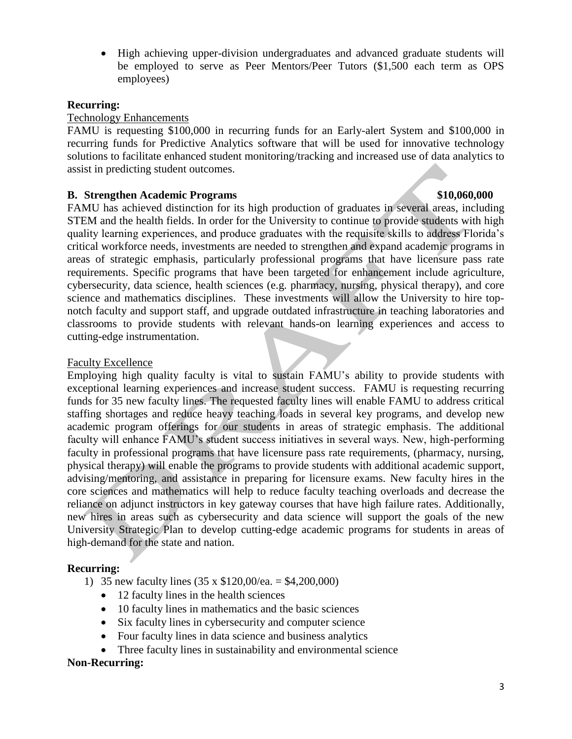- High achieving upper-division undergraduates and advanced graduate students will be employed to serve as Peer Mentors/Peer Tutors ($1,500 each term as OPS employees)

**Recurring:**

Technology Enhancements

FAMU is requesting $100,000 in recurring funds for an Early-alert System and $100,000 in recurring funds for Predictive Analytics software that will be used for innovative technology solutions to facilitate enhanced student monitoring/tracking and increased use of data analytics to assist in predicting student outcomes.

**B. Strengthen Academic Programs $10,060,000**

FAMU has achieved distinction for its high production of graduates in several areas, including STEM and the health fields. In order for the University to continue to provide students with high quality learning experiences, and produce graduates with the requisite skills to address Florida's critical workforce needs, investments are needed to strengthen and expand academic programs in areas of strategic emphasis, particularly professional programs that have licensure pass rate requirements. Specific programs that have been targeted for enhancement include agriculture, cybersecurity, data science, health sciences (e.g. pharmacy, nursing, physical therapy), and core science and mathematics disciplines. These investments will allow the University to hire top-notch faculty and support staff, and upgrade outdated infrastructure in teaching laboratories and classrooms to provide students with relevant hands-on learning experiences and access to cutting-edge instrumentation.

Faculty Excellence

Employing high quality faculty is vital to sustain FAMU's ability to provide students with exceptional learning experiences and increase student success. FAMU is requesting recurring funds for 35 new faculty lines. The requested faculty lines will enable FAMU to address critical staffing shortages and reduce heavy teaching loads in several key programs, and develop new academic program offerings for our students in areas of strategic emphasis. The additional faculty will enhance FAMU's student success initiatives in several ways. New, high-performing faculty in professional programs that have licensure pass rate requirements, (pharmacy, nursing, physical therapy) will enable the programs to provide students with additional academic support, advising/mentoring, and assistance in preparing for licensure exams. New faculty hires in the core sciences and mathematics will help to reduce faculty teaching overloads and decrease the reliance on adjunct instructors in key gateway courses that have high failure rates. Additionally, new hires in areas such as cybersecurity and data science will support the goals of the new University Strategic Plan to develop cutting-edge academic programs for students in areas of high-demand for the state and nation.

**Recurring:**

1) 35 new faculty lines (35 x $120,00/ea. = $4,200,000)
   - 12 faculty lines in the health sciences
   - 10 faculty lines in mathematics and the basic sciences
   - Six faculty lines in cybersecurity and computer science
   - Four faculty lines in data science and business analytics
   - Three faculty lines in sustainability and environmental science

**Non-Recurring:**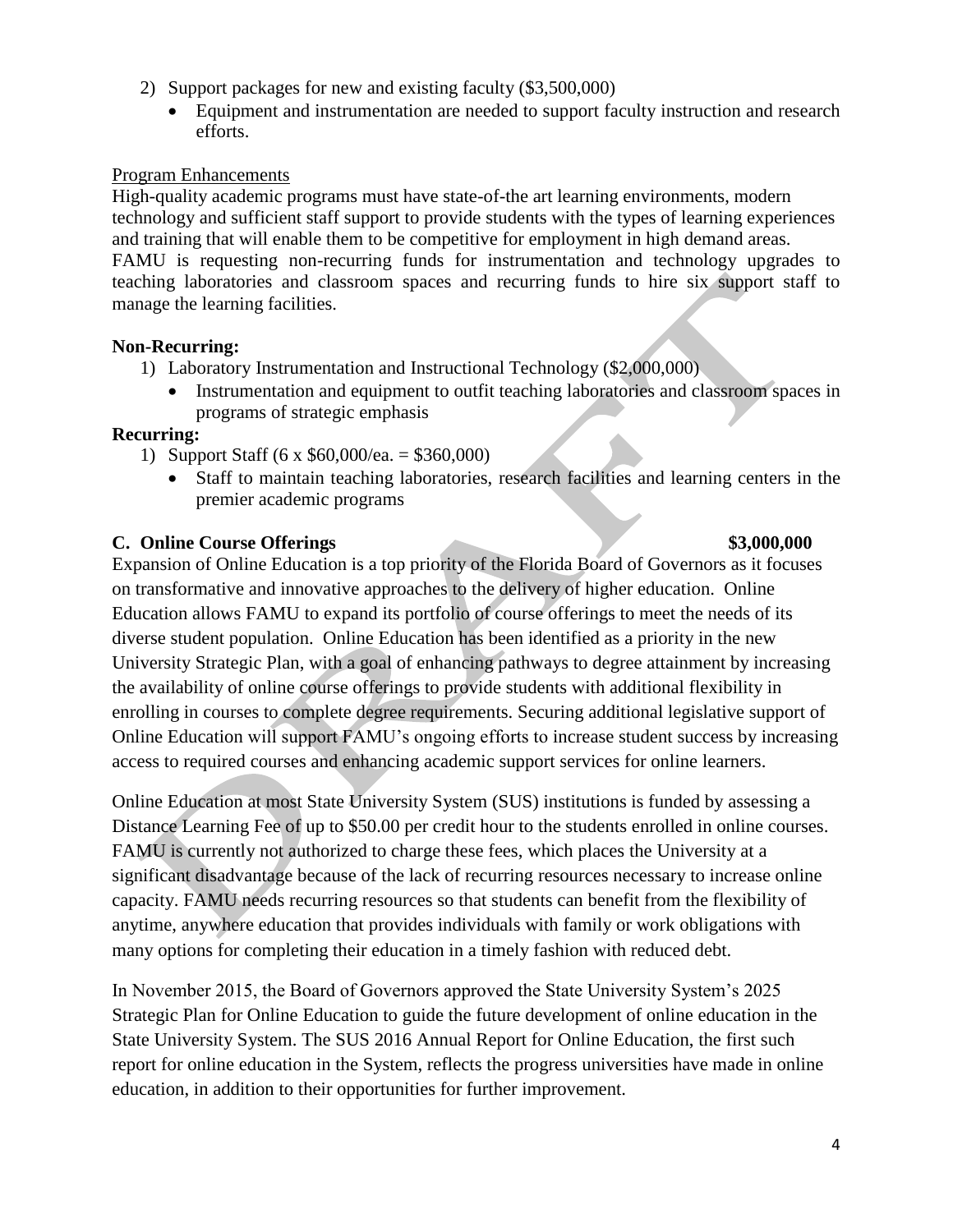2) Support packages for new and existing faculty ($3,500,000)
    - Equipment and instrumentation are needed to support faculty instruction and research efforts.

Program Enhancements

High-quality academic programs must have state-of-the art learning environments, modern technology and sufficient staff support to provide students with the types of learning experiences and training that will enable them to be competitive for employment in high demand areas. FAMU is requesting non-recurring funds for instrumentation and technology upgrades to teaching laboratories and classroom spaces and recurring funds to hire six support staff to manage the learning facilities.

**Non-Recurring:**

1) Laboratory Instrumentation and Instructional Technology ($2,000,000)
    - Instrumentation and equipment to outfit teaching laboratories and classroom spaces in programs of strategic emphasis

**Recurring:**

1) Support Staff (6 x $60,000/ea. = $360,000)
    - Staff to maintain teaching laboratories, research facilities and learning centers in the premier academic programs

**C. Online Course Offerings $3,000,000**

Expansion of Online Education is a top priority of the Florida Board of Governors as it focuses on transformative and innovative approaches to the delivery of higher education. Online Education allows FAMU to expand its portfolio of course offerings to meet the needs of its diverse student population. Online Education has been identified as a priority in the new University Strategic Plan, with a goal of enhancing pathways to degree attainment by increasing the availability of online course offerings to provide students with additional flexibility in enrolling in courses to complete degree requirements. Securing additional legislative support of Online Education will support FAMU's ongoing efforts to increase student success by increasing access to required courses and enhancing academic support services for online learners.

Online Education at most State University System (SUS) institutions is funded by assessing a Distance Learning Fee of up to $50.00 per credit hour to the students enrolled in online courses. FAMU is currently not authorized to charge these fees, which places the University at a significant disadvantage because of the lack of recurring resources necessary to increase online capacity. FAMU needs recurring resources so that students can benefit from the flexibility of anytime, anywhere education that provides individuals with family or work obligations with many options for completing their education in a timely fashion with reduced debt.

In November 2015, the Board of Governors approved the State University System's 2025 Strategic Plan for Online Education to guide the future development of online education in the State University System. The SUS 2016 Annual Report for Online Education, the first such report for online education in the System, reflects the progress universities have made in online education, in addition to their opportunities for further improvement.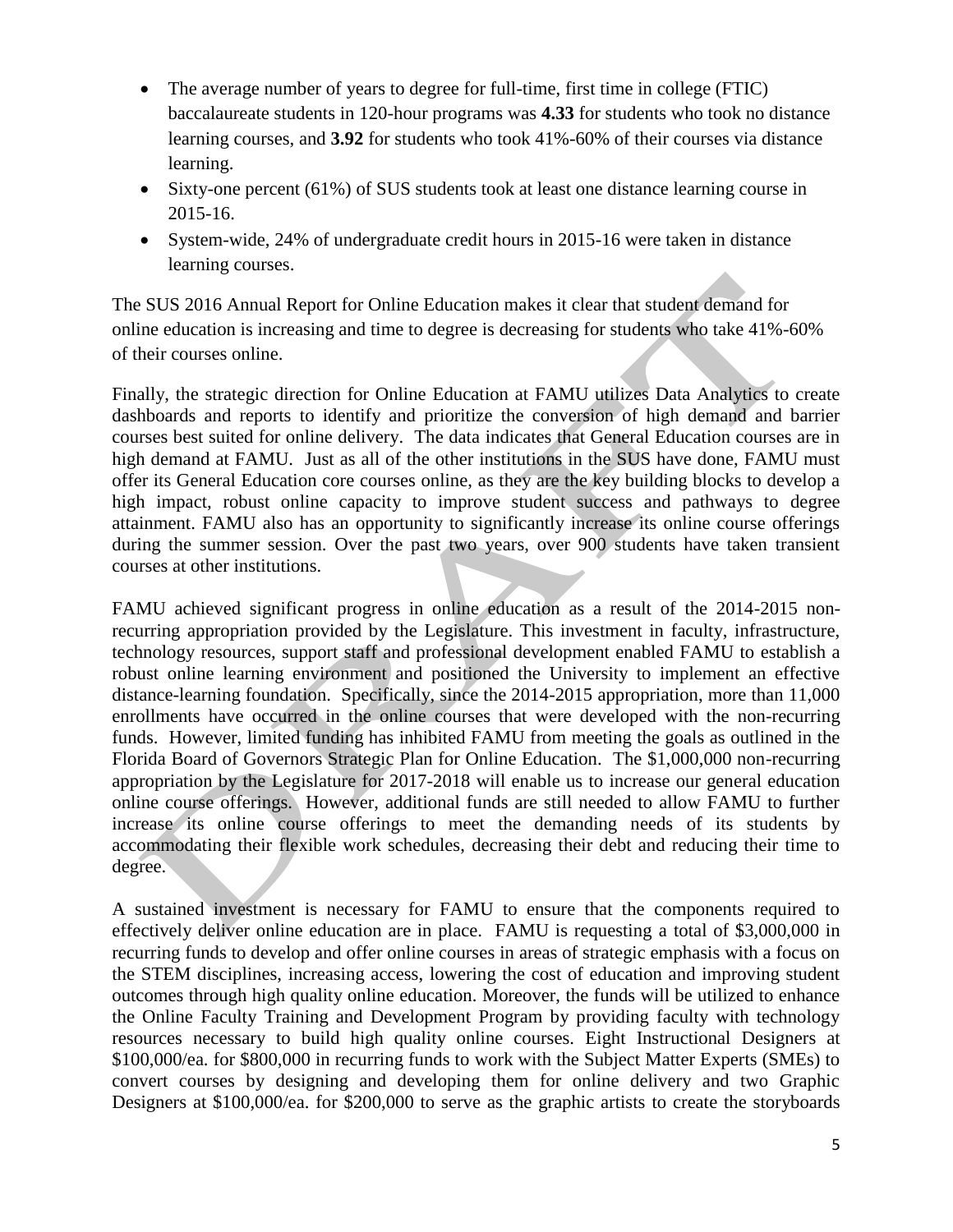- The average number of years to degree for full-time, first time in college (FTIC) baccalaureate students in 120-hour programs was **4.33** for students who took no distance learning courses, and **3.92** for students who took 41%-60% of their courses via distance learning.
- Sixty-one percent (61%) of SUS students took at least one distance learning course in 2015-16.
- System-wide, 24% of undergraduate credit hours in 2015-16 were taken in distance learning courses.

The SUS 2016 Annual Report for Online Education makes it clear that student demand for online education is increasing and time to degree is decreasing for students who take 41%-60% of their courses online.

Finally, the strategic direction for Online Education at FAMU utilizes Data Analytics to create dashboards and reports to identify and prioritize the conversion of high demand and barrier courses best suited for online delivery. The data indicates that General Education courses are in high demand at FAMU. Just as all of the other institutions in the SUS have done, FAMU must offer its General Education core courses online, as they are the key building blocks to develop a high impact, robust online capacity to improve student success and pathways to degree attainment. FAMU also has an opportunity to significantly increase its online course offerings during the summer session. Over the past two years, over 900 students have taken transient courses at other institutions.

FAMU achieved significant progress in online education as a result of the 2014-2015 non-recurring appropriation provided by the Legislature. This investment in faculty, infrastructure, technology resources, support staff and professional development enabled FAMU to establish a robust online learning environment and positioned the University to implement an effective distance-learning foundation. Specifically, since the 2014-2015 appropriation, more than 11,000 enrollments have occurred in the online courses that were developed with the non-recurring funds. However, limited funding has inhibited FAMU from meeting the goals as outlined in the Florida Board of Governors Strategic Plan for Online Education. The $1,000,000 non-recurring appropriation by the Legislature for 2017-2018 will enable us to increase our general education online course offerings. However, additional funds are still needed to allow FAMU to further increase its online course offerings to meet the demanding needs of its students by accommodating their flexible work schedules, decreasing their debt and reducing their time to degree.

A sustained investment is necessary for FAMU to ensure that the components required to effectively deliver online education are in place. FAMU is requesting a total of $3,000,000 in recurring funds to develop and offer online courses in areas of strategic emphasis with a focus on the STEM disciplines, increasing access, lowering the cost of education and improving student outcomes through high quality online education. Moreover, the funds will be utilized to enhance the Online Faculty Training and Development Program by providing faculty with technology resources necessary to build high quality online courses. Eight Instructional Designers at $100,000/ea. for $800,000 in recurring funds to work with the Subject Matter Experts (SMEs) to convert courses by designing and developing them for online delivery and two Graphic Designers at $100,000/ea. for $200,000 to serve as the graphic artists to create the storyboards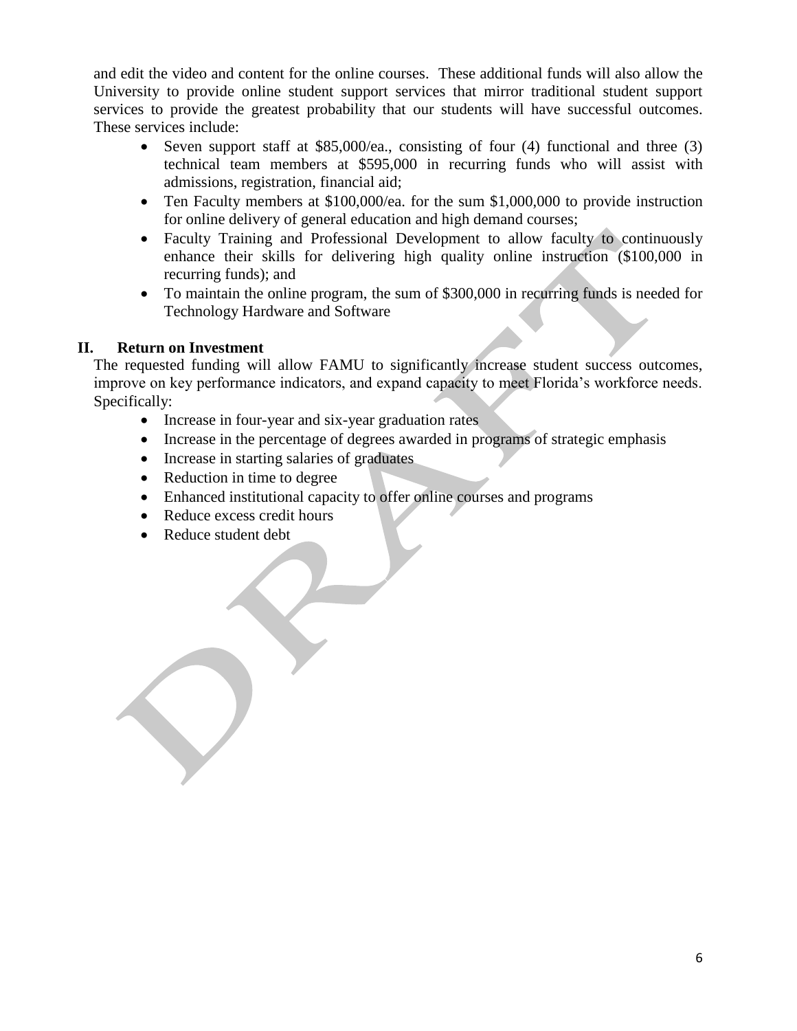and edit the video and content for the online courses. These additional funds will also allow the University to provide online student support services that mirror traditional student support services to provide the greatest probability that our students will have successful outcomes. These services include:

- Seven support staff at $85,000/ea., consisting of four (4) functional and three (3) technical team members at $595,000 in recurring funds who will assist with admissions, registration, financial aid;
- Ten Faculty members at $100,000/ea. for the sum $1,000,000 to provide instruction for online delivery of general education and high demand courses;
- Faculty Training and Professional Development to allow faculty to continuously enhance their skills for delivering high quality online instruction ($100,000 in recurring funds); and
- To maintain the online program, the sum of $300,000 in recurring funds is needed for Technology Hardware and Software

## II. Return on Investment

The requested funding will allow FAMU to significantly increase student success outcomes, improve on key performance indicators, and expand capacity to meet Florida's workforce needs. Specifically:

- Increase in four-year and six-year graduation rates
- Increase in the percentage of degrees awarded in programs of strategic emphasis
- Increase in starting salaries of graduates
- Reduction in time to degree
- Enhanced institutional capacity to offer online courses and programs
- Reduce excess credit hours
- Reduce student debt